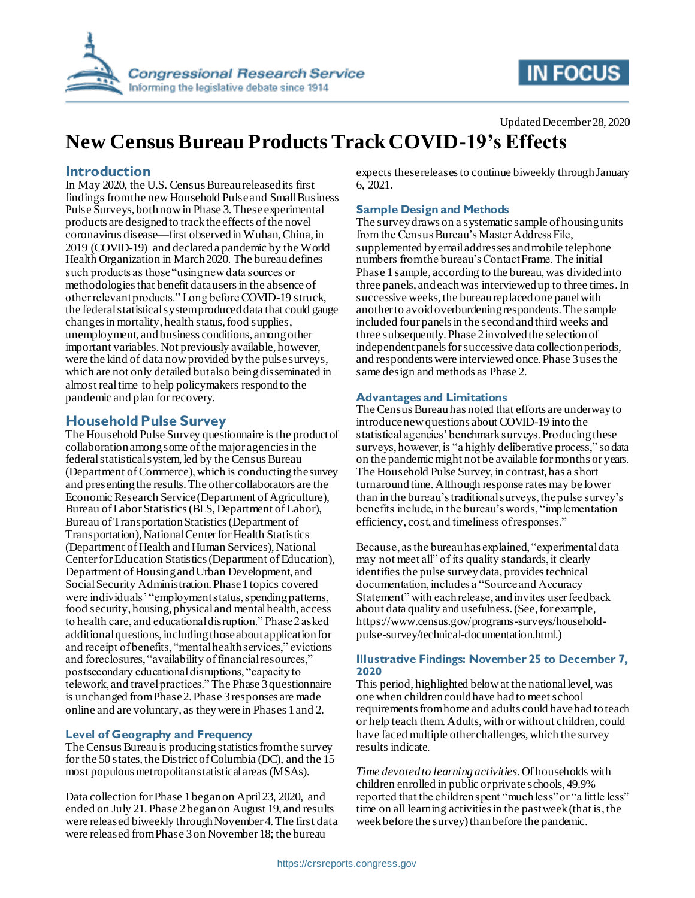Updated December 28, 2020

# New Census Bureau Products Track COVID-19's Effects

## Introduction

In May 2020, the U.S. Census Bureau released its first findings from the new Household Pulse and Small Business Pulse Surveys, both now in Phase 3. These experimental products are designed to track the effects of the novel coronavirus disease—first observed in Wuhan, China, in 2019 (COVID-19) and declared a pandemic by the World Health Organization in March 2020. The bureau defines such products as those "using new data sources or methodologies that benefit data users in the absence of other relevant products." Long before COVID-19 struck, the federal statistical system produced data that could gauge changes in mortality, health status, food supplies, unemployment, and business conditions, among other important variables. Not previously available, however, were the kind of data now provided by the pulse surveys, which are not only detailed but also being disseminated in almost real time to help policymakers respond to the pandemic and plan for recovery.

## Household Pulse Survey

The Household Pulse Survey questionnaire is the product of collaboration among some of the major agencies in the federal statistical system, led by the Census Bureau (Department of Commerce), which is conducting the survey and presenting the results. The other collaborators are the Economic Research Service (Department of Agriculture), Bureau of Labor Statistics (BLS, Department of Labor), Bureau of Transportation Statistics (Department of Transportation), National Center for Health Statistics (Department of Health and Human Services), National Center for Education Statistics (Department of Education), Department of Housing and Urban Development, and Social Security Administration. Phase 1 topics covered were individuals' "employment status, spending patterns, food security, housing, physical and mental health, access to health care, and educational disruption." Phase 2 asked additional questions, including those about application for and receipt of benefits, "mental health services," evictions and foreclosures, "availability of financial resources," postsecondary educational disruptions, "capacity to telework, and travel practices." The Phase 3 questionnaire is unchanged from Phase 2. Phase 3 responses are made online and are voluntary, as they were in Phases 1 and 2.

### Level of Geography and Frequency

The Census Bureau is producing statistics from the survey for the 50 states, the District of Columbia (DC), and the 15 most populous metropolitan statistical areas (MSAs).

Data collection for Phase 1 began on April 23, 2020, and ended on July 21. Phase 2 began on August 19, and results were released biweekly through November 4. The first data were released from Phase 3 on November 18; the bureau expects these releases to continue biweekly through January 6, 2021.

### Sample Design and Methods

The survey draws on a systematic sample of housing units from the Census Bureau's Master Address File, supplemented by email addresses and mobile telephone numbers from the bureau's Contact Frame. The initial Phase 1 sample, according to the bureau, was divided into three panels, and each was interviewed up to three times. In successive weeks, the bureau replaced one panel with another to avoid overburdening respondents. The sample included four panels in the second and third weeks and three subsequently. Phase 2 involved the selection of independent panels for successive data collection periods, and respondents were interviewed once. Phase 3 uses the same design and methods as Phase 2.

### Advantages and Limitations

The Census Bureau has noted that efforts are underway to introduce new questions about COVID-19 into the statistical agencies' benchmark surveys. Producing these surveys, however, is "a highly deliberative process," so data on the pandemic might not be available for months or years. The Household Pulse Survey, in contrast, has a short turnaround time. Although response rates may be lower than in the bureau's traditional surveys, the pulse survey's benefits include, in the bureau's words, "implementation efficiency, cost, and timeliness of responses."

Because, as the bureau has explained, "experimental data may not meet all" of its quality standards, it clearly identifies the pulse survey data, provides technical documentation, includes a "Source and Accuracy Statement" with each release, and invites user feedback about data quality and usefulness. (See, for example, https://www.census.gov/programs-surveys/household-pulse-survey/technical-documentation.html.)

### Illustrative Findings: November 25 to December 7, 2020

This period, highlighted below at the national level, was one when children could have had to meet school requirements from home and adults could have had to teach or help teach them. Adults, with or without children, could have faced multiple other challenges, which the survey results indicate.

*Time devoted to learning activities.* Of households with children enrolled in public or private schools, 49.9% reported that the children spent "much less" or "a little less" time on all learning activities in the past week (that is, the week before the survey) than before the pandemic.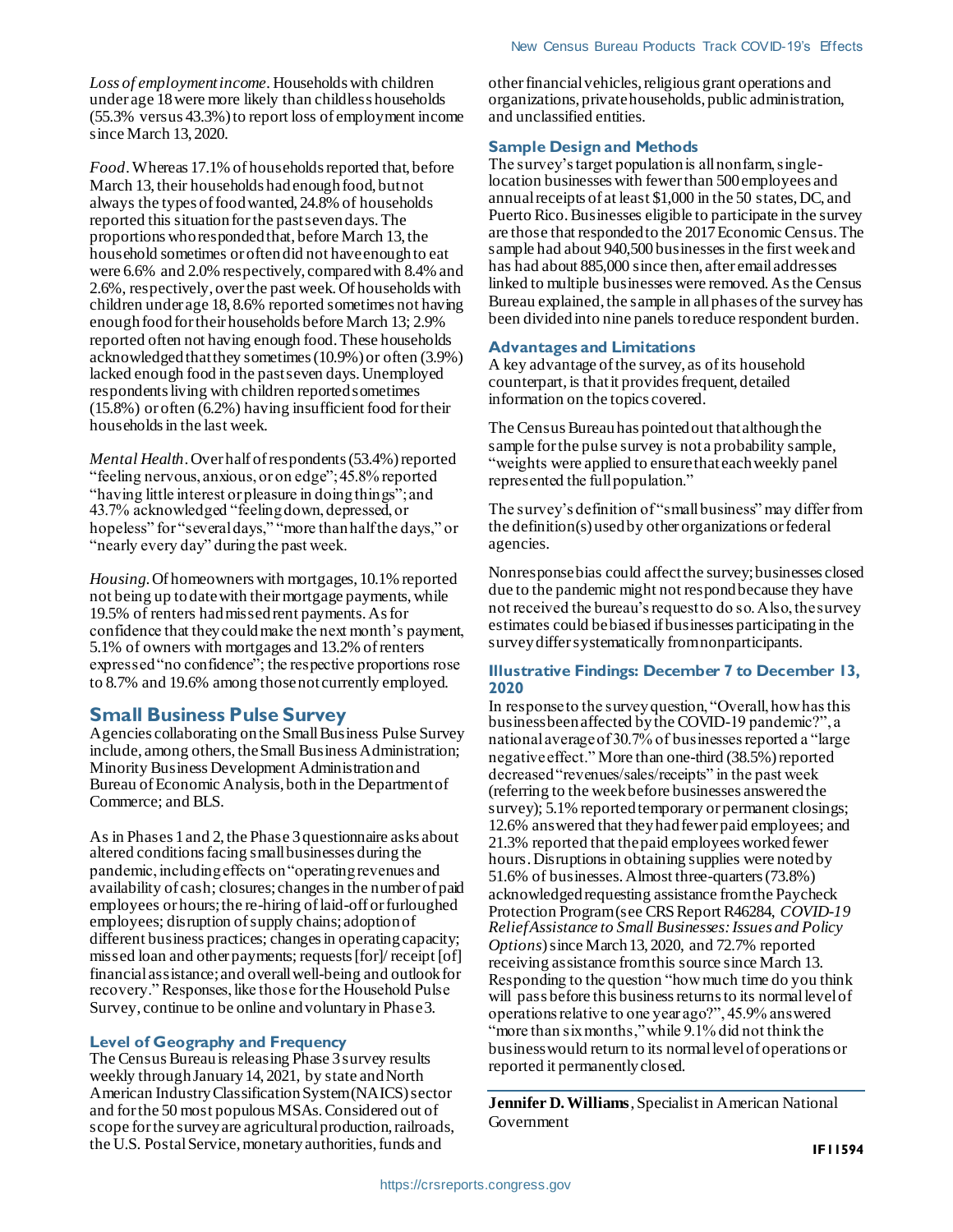*Loss of employment income*. Households with children under age 18 were more likely than childless households (55.3% versus 43.3%) to report loss of employment income since March 13, 2020.

*Food*. Whereas 17.1% of households reported that, before March 13, their households had enough food, but not always the types of food wanted, 24.8% of households reported this situation for the past seven days. The proportions who responded that, before March 13, the household sometimes or often did not have enough to eat were 6.6% and 2.0% respectively, compared with 8.4% and 2.6%, respectively, over the past week. Of households with children under age 18, 8.6% reported sometimes not having enough food for their households before March 13; 2.9% reported often not having enough food. These households acknowledged that they sometimes (10.9%) or often (3.9%) lacked enough food in the past seven days. Unemployed respondents living with children reported sometimes (15.8%) or often (6.2%) having insufficient food for their households in the last week.

*Mental Health*. Over half of respondents (53.4%) reported "feeling nervous, anxious, or on edge"; 45.8% reported "having little interest or pleasure in doing things"; and 43.7% acknowledged "feeling down, depressed, or hopeless" for "several days," "more than half the days," or "nearly every day" during the past week.

*Housing*. Of homeowners with mortgages, 10.1% reported not being up to date with their mortgage payments, while 19.5% of renters had missed rent payments. As for confidence that they could make the next month's payment, 5.1% of owners with mortgages and 13.2% of renters expressed "no confidence"; the respective proportions rose to 8.7% and 19.6% among those not currently employed.

## Small Business Pulse Survey

Agencies collaborating on the Small Business Pulse Survey include, among others, the Small Business Administration; Minority Business Development Administration and Bureau of Economic Analysis, both in the Department of Commerce; and BLS.

As in Phases 1 and 2, the Phase 3 questionnaire asks about altered conditions facing small businesses during the pandemic, including effects on "operating revenues and availability of cash; closures; changes in the number of paid employees or hours; the re-hiring of laid-off or furloughed employees; disruption of supply chains; adoption of different business practices; changes in operating capacity; missed loan and other payments; requests [for]/ receipt [of] financial assistance; and overall well-being and outlook for recovery." Responses, like those for the Household Pulse Survey, continue to be online and voluntary in Phase 3.

### Level of Geography and Frequency

The Census Bureau is releasing Phase 3 survey results weekly through January 14, 2021, by state and North American Industry Classification System (NAICS) sector and for the 50 most populous MSAs. Considered out of scope for the survey are agricultural production, railroads, the U.S. Postal Service, monetary authorities, funds and other financial vehicles, religious grant operations and organizations, private households, public administration, and unclassified entities.

### Sample Design and Methods

The survey's target population is all nonfarm, single-location businesses with fewer than 500 employees and annual receipts of at least $1,000 in the 50 states, DC, and Puerto Rico. Businesses eligible to participate in the survey are those that responded to the 2017 Economic Census. The sample had about 940,500 businesses in the first week and has had about 885,000 since then, after email addresses linked to multiple businesses were removed. As the Census Bureau explained, the sample in all phases of the survey has been divided into nine panels to reduce respondent burden.

### Advantages and Limitations

A key advantage of the survey, as of its household counterpart, is that it provides frequent, detailed information on the topics covered.

The Census Bureau has pointed out that although the sample for the pulse survey is not a probability sample, "weights were applied to ensure that each weekly panel represented the full population."

The survey's definition of "small business" may differ from the definition(s) used by other organizations or federal agencies.

Nonresponse bias could affect the survey; businesses closed due to the pandemic might not respond because they have not received the bureau's request to do so. Also, the survey estimates could be biased if businesses participating in the survey differ systematically from nonparticipants.

### Illustrative Findings: December 7 to December 13, 2020

In response to the survey question, "Overall, how has this business been affected by the COVID-19 pandemic?", a national average of 30.7% of businesses reported a "large negative effect." More than one-third (38.5%) reported decreased "revenues/sales/receipts" in the past week (referring to the week before businesses answered the survey); 5.1% reported temporary or permanent closings; 12.6% answered that they had fewer paid employees; and 21.3% reported that the paid employees worked fewer hours. Disruptions in obtaining supplies were noted by 51.6% of businesses. Almost three-quarters (73.8%) acknowledged requesting assistance from the Paycheck Protection Program (see CRS Report R46284, *COVID-19 Relief Assistance to Small Businesses: Issues and Policy Options*) since March 13, 2020, and 72.7% reported receiving assistance from this source since March 13. Responding to the question "how much time do you think will pass before this business returns to its normal level of operations relative to one year ago?", 45.9% answered "more than six months," while 9.1% did not think the business would return to its normal level of operations or reported it permanently closed.

**Jennifer D. Williams**, Specialist in American National Government

IF11594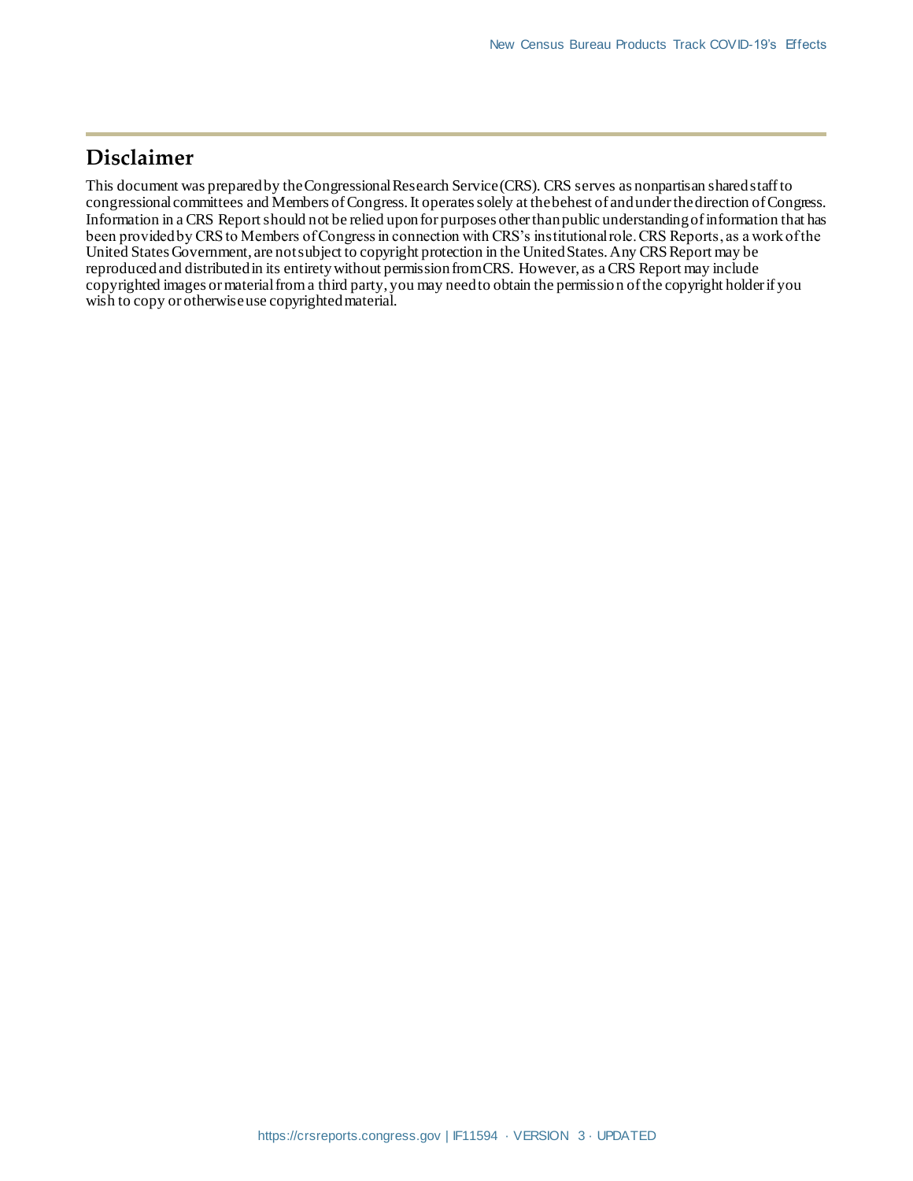## Disclaimer

This document was prepared by the Congressional Research Service (CRS). CRS serves as nonpartisan shared staff to congressional committees and Members of Congress. It operates solely at the behest of and under the direction of Congress. Information in a CRS Report should not be relied upon for purposes other than public understanding of information that has been provided by CRS to Members of Congress in connection with CRS's institutional role. CRS Reports, as a work of the United States Government, are not subject to copyright protection in the United States. Any CRS Report may be reproduced and distributed in its entirety without permission from CRS. However, as a CRS Report may include copyrighted images or material from a third party, you may need to obtain the permission of the copyright holder if you wish to copy or otherwise use copyrighted material.